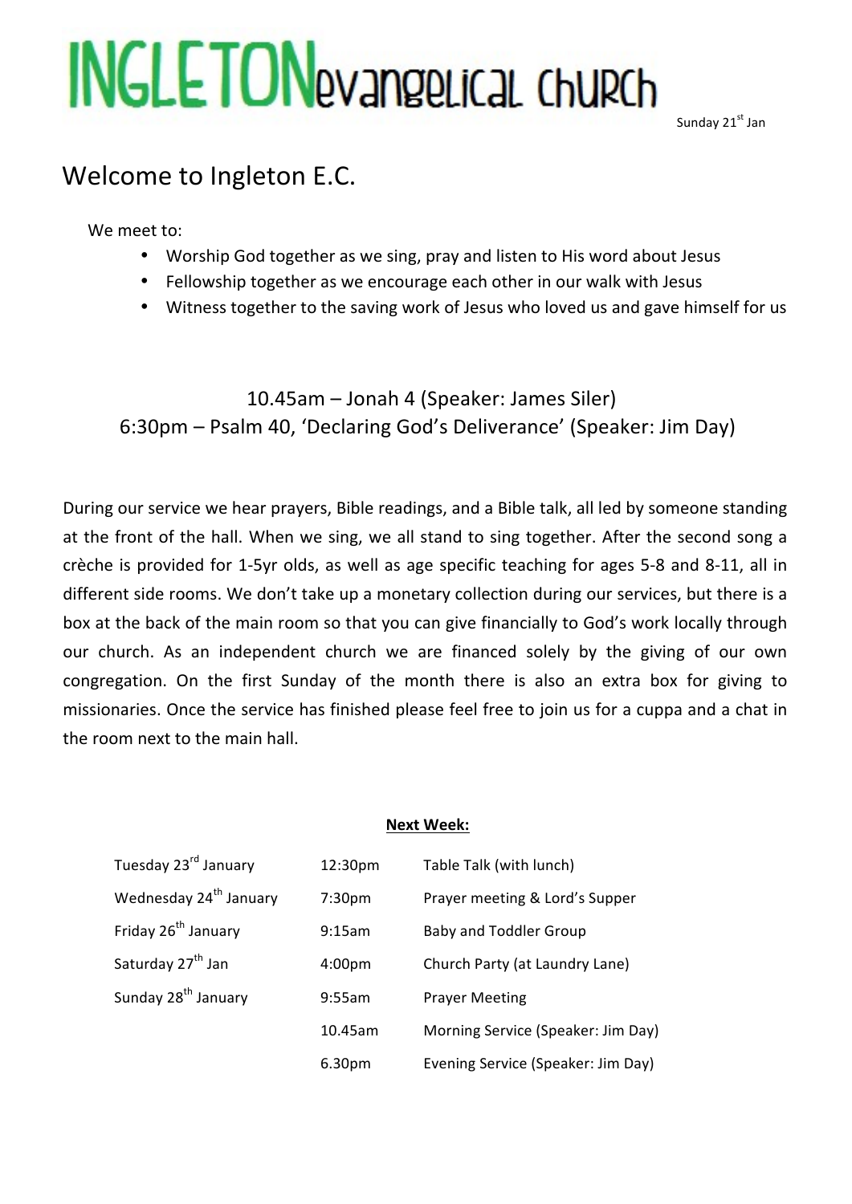# INGLETONevangelical church

Sunday 21st Jan

## Welcome to Ingleton E.C.

We meet to:

- Worship God together as we sing, pray and listen to His word about Jesus
- Fellowship together as we encourage each other in our walk with Jesus
- Witness together to the saving work of Jesus who loved us and gave himself for us

10.45am – Jonah 4 (Speaker: James Siler)
6:30pm – Psalm 40, 'Declaring God's Deliverance' (Speaker: Jim Day)

During our service we hear prayers, Bible readings, and a Bible talk, all led by someone standing at the front of the hall. When we sing, we all stand to sing together. After the second song a crèche is provided for 1-5yr olds, as well as age specific teaching for ages 5-8 and 8-11, all in different side rooms. We don't take up a monetary collection during our services, but there is a box at the back of the main room so that you can give financially to God's work locally through our church. As an independent church we are financed solely by the giving of our own congregation. On the first Sunday of the month there is also an extra box for giving to missionaries. Once the service has finished please feel free to join us for a cuppa and a chat in the room next to the main hall.

**Next Week:**

| | | |
|---|---|---|
| Tuesday 23rd January | 12:30pm | Table Talk (with lunch) |
| Wednesday 24th January | 7:30pm | Prayer meeting & Lord's Supper |
| Friday 26th January | 9:15am | Baby and Toddler Group |
| Saturday 27th Jan | 4:00pm | Church Party (at Laundry Lane) |
| Sunday 28th January | 9:55am | Prayer Meeting |
| | 10.45am | Morning Service (Speaker: Jim Day) |
| | 6.30pm | Evening Service (Speaker: Jim Day) |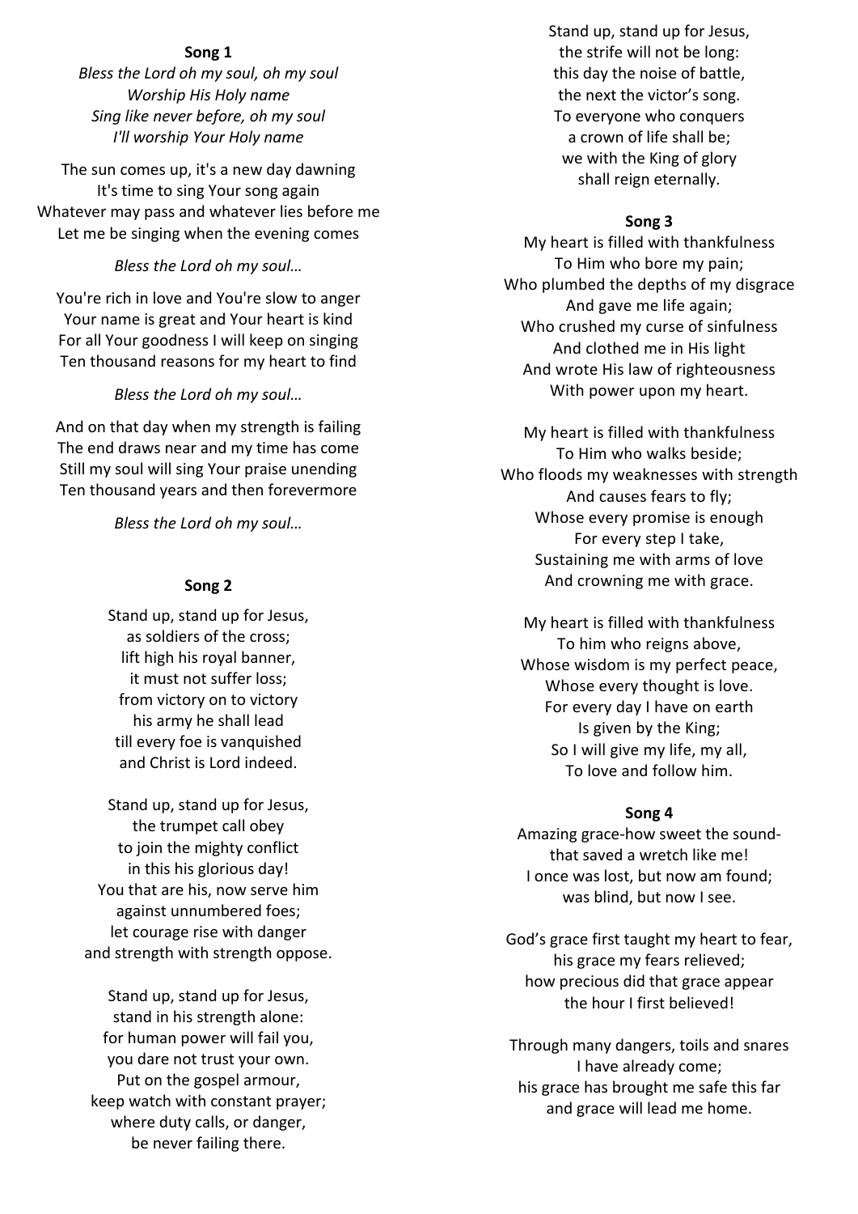**Song 1**

*Bless the Lord oh my soul, oh my soul*
*Worship His Holy name*
*Sing like never before, oh my soul*
*I'll worship Your Holy name*

The sun comes up, it's a new day dawning
It's time to sing Your song again
Whatever may pass and whatever lies before me
Let me be singing when the evening comes

*Bless the Lord oh my soul…*

You're rich in love and You're slow to anger
Your name is great and Your heart is kind
For all Your goodness I will keep on singing
Ten thousand reasons for my heart to find

*Bless the Lord oh my soul…*

And on that day when my strength is failing
The end draws near and my time has come
Still my soul will sing Your praise unending
Ten thousand years and then forevermore

*Bless the Lord oh my soul…*

**Song 2**

Stand up, stand up for Jesus,
as soldiers of the cross;
lift high his royal banner,
it must not suffer loss;
from victory on to victory
his army he shall lead
till every foe is vanquished
and Christ is Lord indeed.

Stand up, stand up for Jesus,
the trumpet call obey
to join the mighty conflict
in this his glorious day!
You that are his, now serve him
against unnumbered foes;
let courage rise with danger
and strength with strength oppose.

Stand up, stand up for Jesus,
stand in his strength alone:
for human power will fail you,
you dare not trust your own.
Put on the gospel armour,
keep watch with constant prayer;
where duty calls, or danger,
be never failing there.

Stand up, stand up for Jesus,
the strife will not be long:
this day the noise of battle,
the next the victor's song.
To everyone who conquers
a crown of life shall be;
we with the King of glory
shall reign eternally.

**Song 3**

My heart is filled with thankfulness
To Him who bore my pain;
Who plumbed the depths of my disgrace
And gave me life again;
Who crushed my curse of sinfulness
And clothed me in His light
And wrote His law of righteousness
With power upon my heart.

My heart is filled with thankfulness
To Him who walks beside;
Who floods my weaknesses with strength
And causes fears to fly;
Whose every promise is enough
For every step I take,
Sustaining me with arms of love
And crowning me with grace.

My heart is filled with thankfulness
To him who reigns above,
Whose wisdom is my perfect peace,
Whose every thought is love.
For every day I have on earth
Is given by the King;
So I will give my life, my all,
To love and follow him.

**Song 4**

Amazing grace-how sweet the sound-
that saved a wretch like me!
I once was lost, but now am found;
was blind, but now I see.

God's grace first taught my heart to fear,
his grace my fears relieved;
how precious did that grace appear
the hour I first believed!

Through many dangers, toils and snares
I have already come;
his grace has brought me safe this far
and grace will lead me home.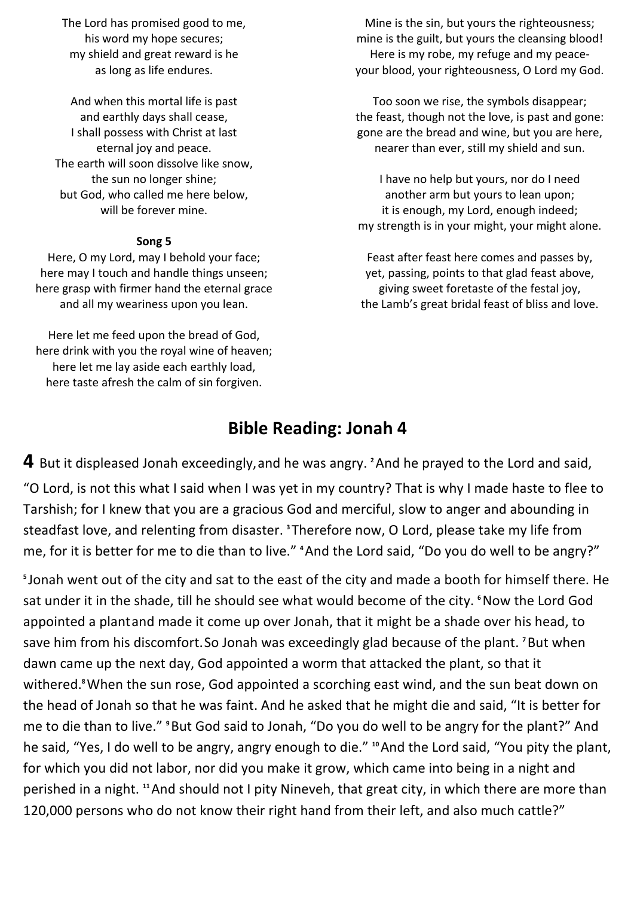The Lord has promised good to me,
his word my hope secures;
my shield and great reward is he
as long as life endures.

And when this mortal life is past
and earthly days shall cease,
I shall possess with Christ at last
eternal joy and peace.
The earth will soon dissolve like snow,
the sun no longer shine;
but God, who called me here below,
will be forever mine.

**Song 5**

Here, O my Lord, may I behold your face;
here may I touch and handle things unseen;
here grasp with firmer hand the eternal grace
and all my weariness upon you lean.

Here let me feed upon the bread of God,
here drink with you the royal wine of heaven;
here let me lay aside each earthly load,
here taste afresh the calm of sin forgiven.

Mine is the sin, but yours the righteousness;
mine is the guilt, but yours the cleansing blood!
Here is my robe, my refuge and my peace-
your blood, your righteousness, O Lord my God.

Too soon we rise, the symbols disappear;
the feast, though not the love, is past and gone:
gone are the bread and wine, but you are here,
nearer than ever, still my shield and sun.

I have no help but yours, nor do I need
another arm but yours to lean upon;
it is enough, my Lord, enough indeed;
my strength is in your might, your might alone.

Feast after feast here comes and passes by,
yet, passing, points to that glad feast above,
giving sweet foretaste of the festal joy,
the Lamb's great bridal feast of bliss and love.

## Bible Reading: Jonah 4

**4** But it displeased Jonah exceedingly, and he was angry. [2] And he prayed to the Lord and said, "O Lord, is not this what I said when I was yet in my country? That is why I made haste to flee to Tarshish; for I knew that you are a gracious God and merciful, slow to anger and abounding in steadfast love, and relenting from disaster. [3] Therefore now, O Lord, please take my life from me, for it is better for me to die than to live." [4] And the Lord said, "Do you do well to be angry?"

[5] Jonah went out of the city and sat to the east of the city and made a booth for himself there. He sat under it in the shade, till he should see what would become of the city. [6] Now the Lord God appointed a plant and made it come up over Jonah, that it might be a shade over his head, to save him from his discomfort. So Jonah was exceedingly glad because of the plant. [7] But when dawn came up the next day, God appointed a worm that attacked the plant, so that it withered. [8] When the sun rose, God appointed a scorching east wind, and the sun beat down on the head of Jonah so that he was faint. And he asked that he might die and said, "It is better for me to die than to live." [9] But God said to Jonah, "Do you do well to be angry for the plant?" And he said, "Yes, I do well to be angry, angry enough to die." [10] And the Lord said, "You pity the plant, for which you did not labor, nor did you make it grow, which came into being in a night and perished in a night. [11] And should not I pity Nineveh, that great city, in which there are more than 120,000 persons who do not know their right hand from their left, and also much cattle?"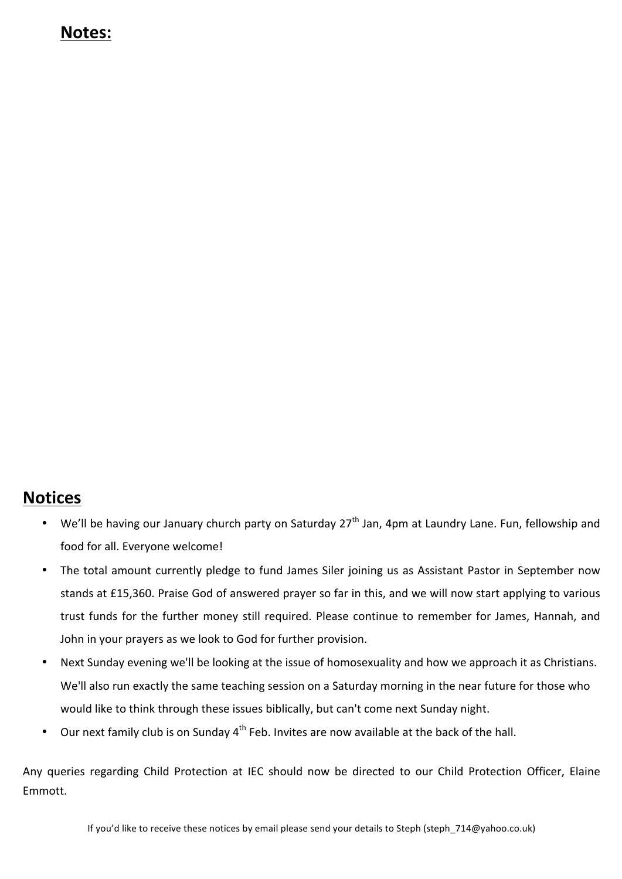## Notes:

## Notices

- We'll be having our January church party on Saturday 27th Jan, 4pm at Laundry Lane. Fun, fellowship and food for all. Everyone welcome!
- The total amount currently pledge to fund James Siler joining us as Assistant Pastor in September now stands at £15,360. Praise God of answered prayer so far in this, and we will now start applying to various trust funds for the further money still required. Please continue to remember for James, Hannah, and John in your prayers as we look to God for further provision.
- Next Sunday evening we'll be looking at the issue of homosexuality and how we approach it as Christians. We'll also run exactly the same teaching session on a Saturday morning in the near future for those who would like to think through these issues biblically, but can't come next Sunday night.
- Our next family club is on Sunday 4th Feb. Invites are now available at the back of the hall.

Any queries regarding Child Protection at IEC should now be directed to our Child Protection Officer, Elaine Emmott.

If you'd like to receive these notices by email please send your details to Steph (steph_714@yahoo.co.uk)